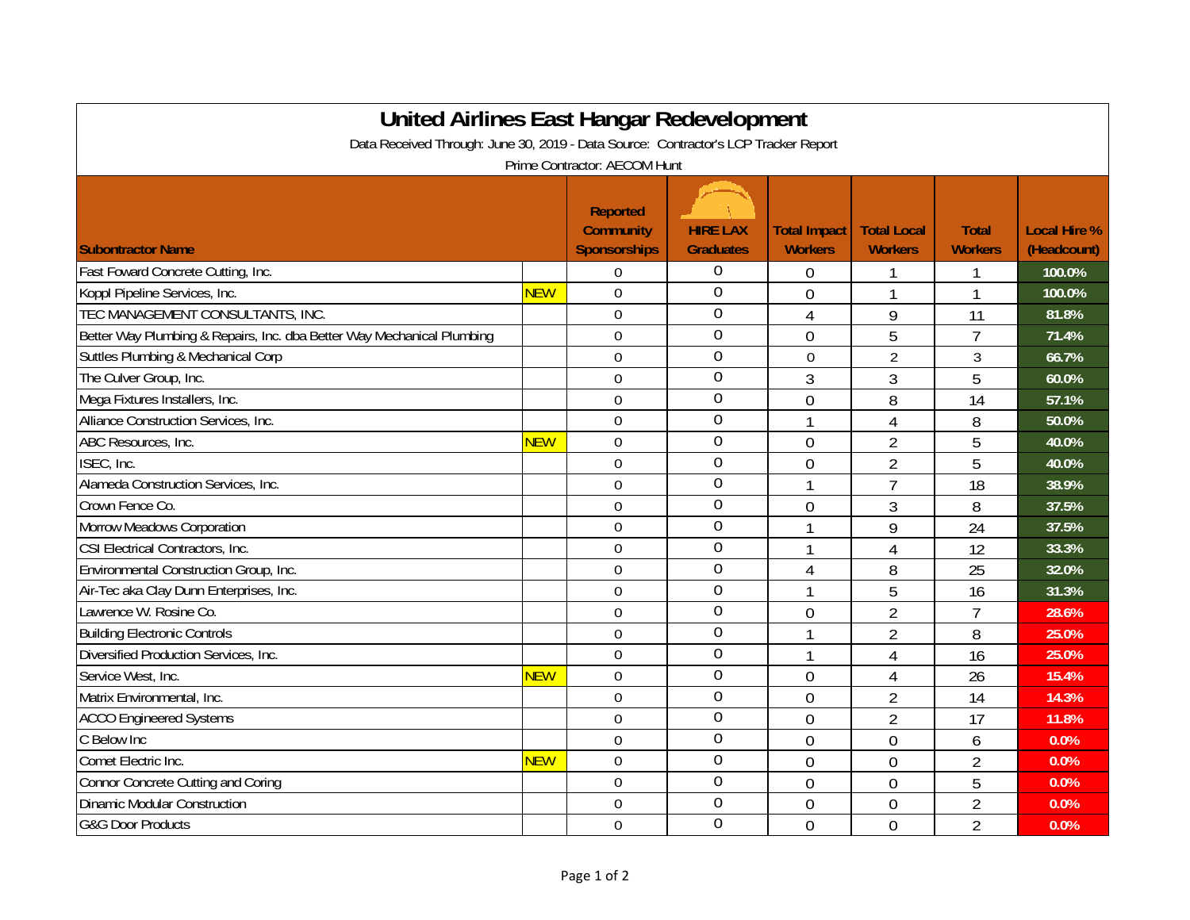# United Airlines East Hangar Redevelopment

Data Received Through: June 30, 2019 - Data Source: Contractor's LCP Tracker Report

Prime Contractor: AECOM Hunt

| Subontractor Name | | Reported Community Sponsorships | HIRE LAX Graduates | Total Impact Workers | Total Local Workers | Total Workers | Local Hire % (Headcount) |
|---|---|---|---|---|---|---|---|
| Fast Foward Concrete Cutting, Inc. | | 0 | 0 | 0 | 1 | 1 | 100.0% |
| Koppl Pipeline Services, Inc. | NEW | 0 | 0 | 0 | 1 | 1 | 100.0% |
| TEC MANAGEMENT CONSULTANTS, INC. | | 0 | 0 | 4 | 9 | 11 | 81.8% |
| Better Way Plumbing & Repairs, Inc. dba Better Way Mechanical Plumbing | | 0 | 0 | 0 | 5 | 7 | 71.4% |
| Suttles Plumbing & Mechanical Corp | | 0 | 0 | 0 | 2 | 3 | 66.7% |
| The Culver Group, Inc. | | 0 | 0 | 3 | 3 | 5 | 60.0% |
| Mega Fixtures Installers, Inc. | | 0 | 0 | 0 | 8 | 14 | 57.1% |
| Alliance Construction Services, Inc. | | 0 | 0 | 1 | 4 | 8 | 50.0% |
| ABC Resources, Inc. | NEW | 0 | 0 | 0 | 2 | 5 | 40.0% |
| ISEC, Inc. | | 0 | 0 | 0 | 2 | 5 | 40.0% |
| Alameda Construction Services, Inc. | | 0 | 0 | 1 | 7 | 18 | 38.9% |
| Crown Fence Co. | | 0 | 0 | 0 | 3 | 8 | 37.5% |
| Morrow Meadows Corporation | | 0 | 0 | 1 | 9 | 24 | 37.5% |
| CSI Electrical Contractors, Inc. | | 0 | 0 | 1 | 4 | 12 | 33.3% |
| Environmental Construction Group, Inc. | | 0 | 0 | 4 | 8 | 25 | 32.0% |
| Air-Tec aka Clay Dunn Enterprises, Inc. | | 0 | 0 | 1 | 5 | 16 | 31.3% |
| Lawrence W. Rosine Co. | | 0 | 0 | 0 | 2 | 7 | 28.6% |
| Building Electronic Controls | | 0 | 0 | 1 | 2 | 8 | 25.0% |
| Diversified Production Services, Inc. | | 0 | 0 | 1 | 4 | 16 | 25.0% |
| Service West, Inc. | NEW | 0 | 0 | 0 | 4 | 26 | 15.4% |
| Matrix Environmental, Inc. | | 0 | 0 | 0 | 2 | 14 | 14.3% |
| ACCO Engineered Systems | | 0 | 0 | 0 | 2 | 17 | 11.8% |
| C Below Inc | | 0 | 0 | 0 | 0 | 6 | 0.0% |
| Comet Electric Inc. | NEW | 0 | 0 | 0 | 0 | 2 | 0.0% |
| Connor Concrete Cutting and Coring | | 0 | 0 | 0 | 0 | 5 | 0.0% |
| Dinamic Modular Construction | | 0 | 0 | 0 | 0 | 2 | 0.0% |
| G&G Door Products | | 0 | 0 | 0 | 0 | 2 | 0.0% |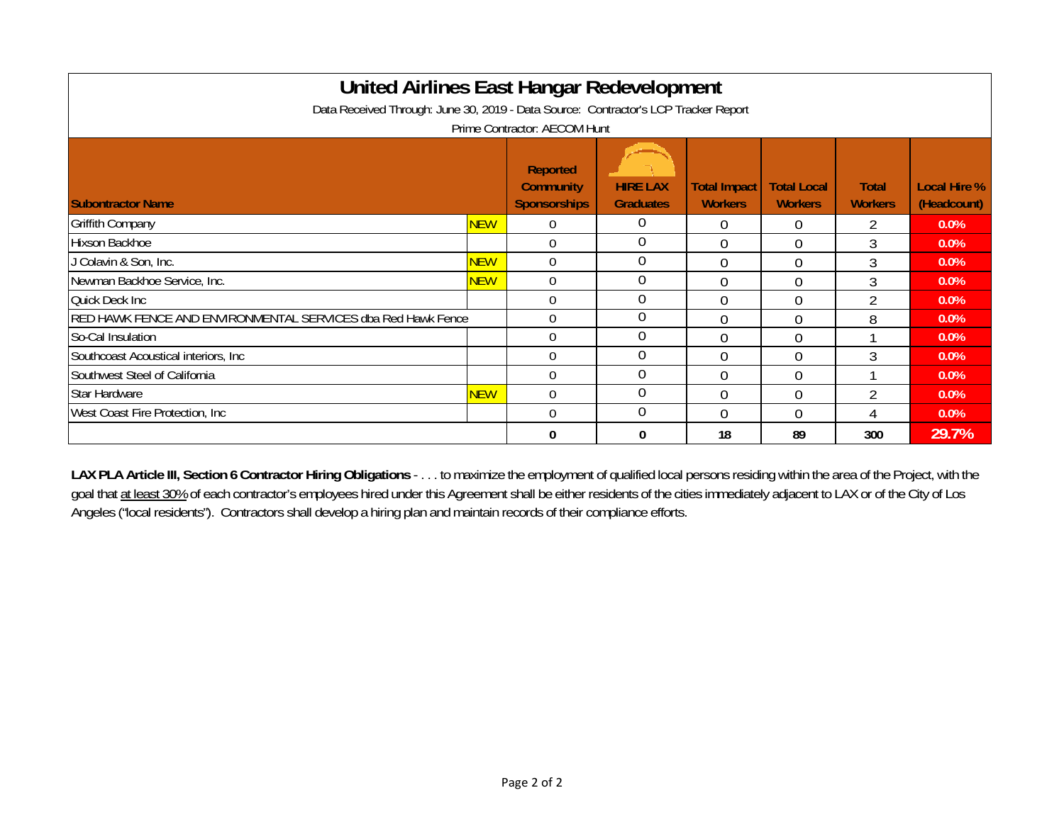# United Airlines East Hangar Redevelopment

Data Received Through: June 30, 2019 - Data Source: Contractor's LCP Tracker Report

Prime Contractor: AECOM Hunt

| Subontractor Name | | Reported Community Sponsorships | HIRE LAX Graduates | Total Impact Workers | Total Local Workers | Total Workers | Local Hire % (Headcount) |
|---|---|---|---|---|---|---|---|
| Griffith Company | NEW | 0 | 0 | 0 | 0 | 2 | 0.0% |
| Hixson Backhoe | | 0 | 0 | 0 | 0 | 3 | 0.0% |
| J Colavin & Son, Inc. | NEW | 0 | 0 | 0 | 0 | 3 | 0.0% |
| Newman Backhoe Service, Inc. | NEW | 0 | 0 | 0 | 0 | 3 | 0.0% |
| Quick Deck Inc | | 0 | 0 | 0 | 0 | 2 | 0.0% |
| RED HAWK FENCE AND ENVIRONMENTAL SERVICES dba Red Hawk Fence | | 0 | 0 | 0 | 0 | 8 | 0.0% |
| So-Cal Insulation | | 0 | 0 | 0 | 0 | 1 | 0.0% |
| Southcoast Acoustical interiors, Inc | | 0 | 0 | 0 | 0 | 3 | 0.0% |
| Southwest Steel of California | | 0 | 0 | 0 | 0 | 1 | 0.0% |
| Star Hardware | NEW | 0 | 0 | 0 | 0 | 2 | 0.0% |
| West Coast Fire Protection, Inc | | 0 | 0 | 0 | 0 | 4 | 0.0% |
| | | **0** | **0** | **18** | **89** | **300** | **29.7%** |

**LAX PLA Article III, Section 6 Contractor Hiring Obligations** - . . . to maximize the employment of qualified local persons residing within the area of the Project, with the goal that at least 30% of each contractor's employees hired under this Agreement shall be either residents of the cities immediately adjacent to LAX or of the City of Los Angeles ("local residents"). Contractors shall develop a hiring plan and maintain records of their compliance efforts.